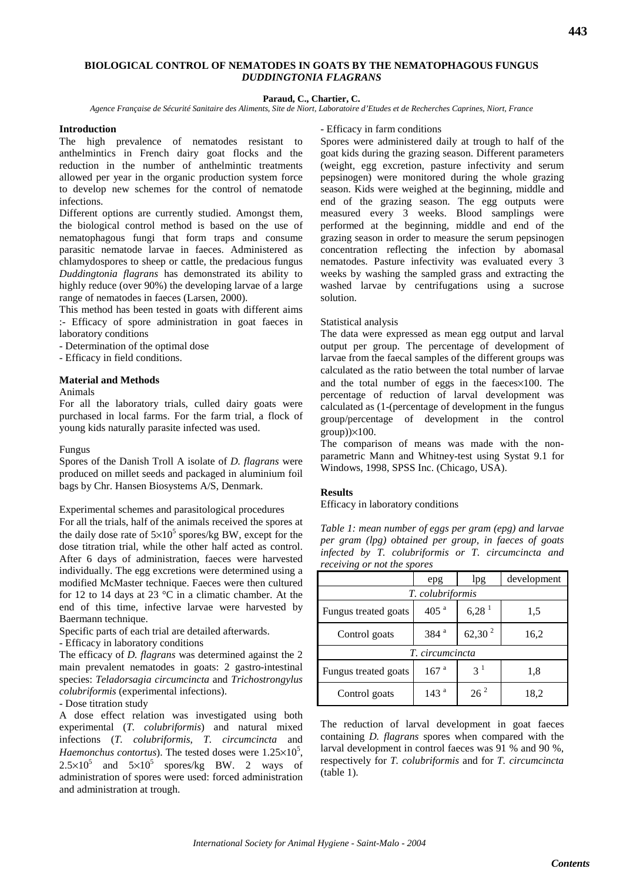# BIOLOGICAL CONTROL OF NEMATODES IN GOATS BY THE NEMATOPHAGOUS FUNGUS *DUDDINGTONIA FLAGRANS*

**Paraud, C., Chartier, C.**

*Agence Française de Sécurité Sanitaire des Aliments, Site de Niort, Laboratoire d'Etudes et de Recherches Caprines, Niort, France*

## Introduction

The high prevalence of nematodes resistant to anthelmintics in French dairy goat flocks and the reduction in the number of anthelmintic treatments allowed per year in the organic production system force to develop new schemes for the control of nematode infections.

Different options are currently studied. Amongst them, the biological control method is based on the use of nematophagous fungi that form traps and consume parasitic nematode larvae in faeces. Administered as chlamydospores to sheep or cattle, the predacious fungus *Duddingtonia flagrans* has demonstrated its ability to highly reduce (over 90%) the developing larvae of a large range of nematodes in faeces (Larsen, 2000).

This method has been tested in goats with different aims :- Efficacy of spore administration in goat faeces in laboratory conditions

- Determination of the optimal dose
- Efficacy in field conditions.

## Material and Methods

Animals

For all the laboratory trials, culled dairy goats were purchased in local farms. For the farm trial, a flock of young kids naturally parasite infected was used.

Fungus

Spores of the Danish Troll A isolate of *D. flagrans* were produced on millet seeds and packaged in aluminium foil bags by Chr. Hansen Biosystems A/S, Denmark.

Experimental schemes and parasitological procedures

For all the trials, half of the animals received the spores at the daily dose rate of $5\times10^5$ spores/kg BW, except for the dose titration trial, while the other half acted as control. After 6 days of administration, faeces were harvested individually. The egg excretions were determined using a modified McMaster technique. Faeces were then cultured for 12 to 14 days at 23 °C in a climatic chamber. At the end of this time, infective larvae were harvested by Baermann technique.

Specific parts of each trial are detailed afterwards.

- Efficacy in laboratory conditions

The efficacy of *D. flagrans* was determined against the 2 main prevalent nematodes in goats: 2 gastro-intestinal species: *Teladorsagia circumcincta* and *Trichostrongylus colubriformis* (experimental infections).

- Dose titration study

A dose effect relation was investigated using both experimental (*T. colubriformis*) and natural mixed infections (*T. colubriformis*, *T. circumcincta* and *Haemonchus contortus*). The tested doses were $1.25\times10^5$, $2.5\times10^5$ and $5\times10^5$ spores/kg BW. 2 ways of administration of spores were used: forced administration and administration at trough.

- Efficacy in farm conditions

Spores were administered daily at trough to half of the goat kids during the grazing season. Different parameters (weight, egg excretion, pasture infectivity and serum pepsinogen) were monitored during the whole grazing season. Kids were weighed at the beginning, middle and end of the grazing season. The egg outputs were measured every 3 weeks. Blood samplings were performed at the beginning, middle and end of the grazing season in order to measure the serum pepsinogen concentration reflecting the infection by abomasal nematodes. Pasture infectivity was evaluated every 3 weeks by washing the sampled grass and extracting the washed larvae by centrifugations using a sucrose solution.

Statistical analysis

The data were expressed as mean egg output and larval output per group. The percentage of development of larvae from the faecal samples of the different groups was calculated as the ratio between the total number of larvae and the total number of eggs in the faeces×100. The percentage of reduction of larval development was calculated as (1-(percentage of development in the fungus group/percentage of development in the control group))×100.

The comparison of means was made with the non-parametric Mann and Whitney-test using Systat 9.1 for Windows, 1998, SPSS Inc. (Chicago, USA).

## Results

Efficacy in laboratory conditions

*Table 1: mean number of eggs per gram (epg) and larvae per gram (lpg) obtained per group, in faeces of goats infected by T. colubriformis or T. circumcincta and receiving or not the spores*

| | epg | lpg | development |
|---|---|---|---|
| *T. colubriformis* | | | |
| Fungus treated goats | 405 [a] | 6,28 [1] | 1,5 |
| Control goats | 384 [a] | 62,30 [2] | 16,2 |
| *T. circumcincta* | | | |
| Fungus treated goats | 167 [a] | 3 [1] | 1,8 |
| Control goats | 143 [a] | 26 [2] | 18,2 |

The reduction of larval development in goat faeces containing *D. flagrans* spores when compared with the larval development in control faeces was 91 % and 90 %, respectively for *T. colubriformis* and for *T. circumcincta* (table 1).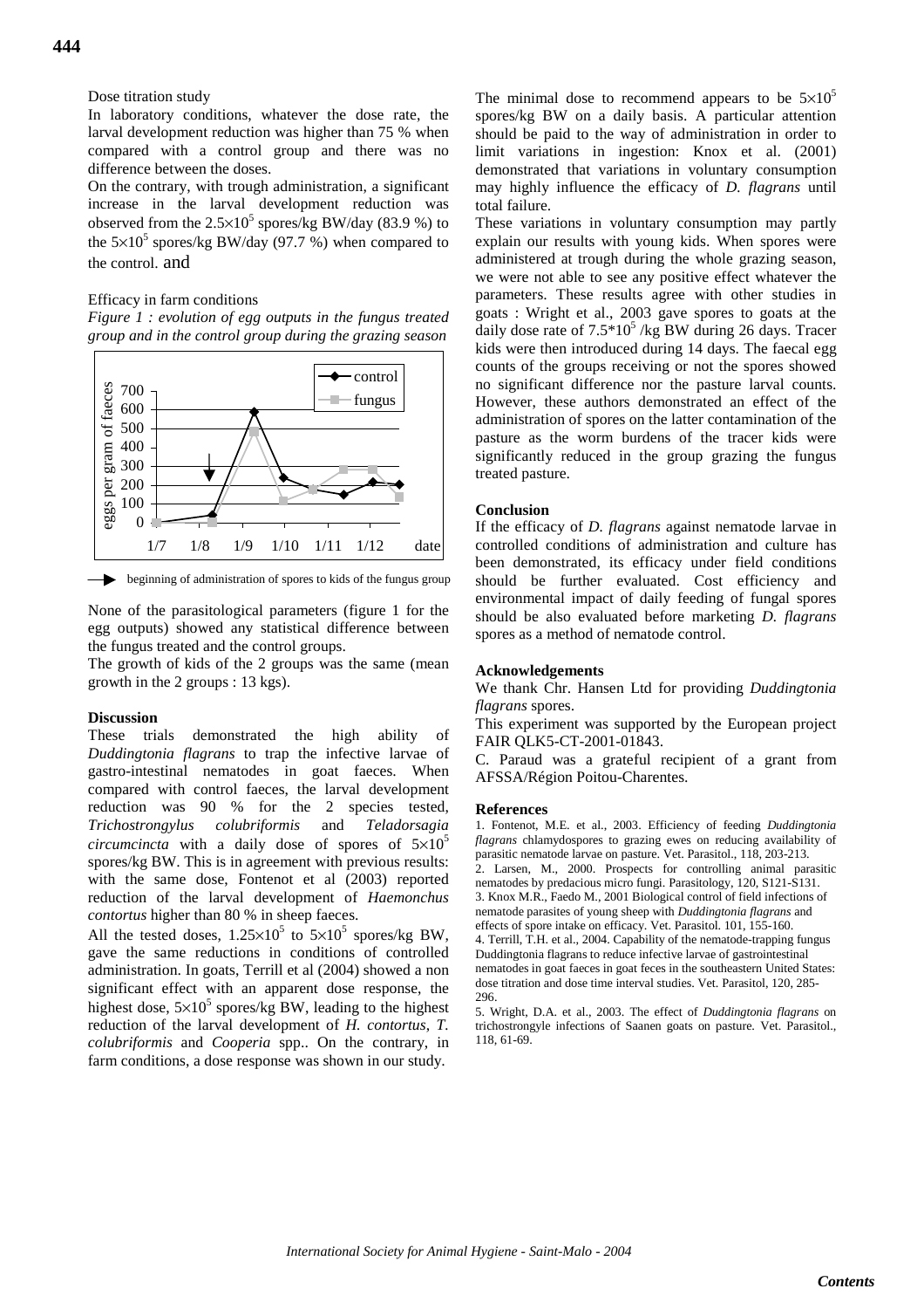Dose titration study

In laboratory conditions, whatever the dose rate, the larval development reduction was higher than 75 % when compared with a control group and there was no difference between the doses.

On the contrary, with trough administration, a significant increase in the larval development reduction was observed from the $2.5\times10^5$ spores/kg BW/day (83.9 %) to the $5\times10^5$ spores/kg BW/day (97.7 %) when compared to the control. and

Efficacy in farm conditions

*Figure 1 : evolution of egg outputs in the fungus treated group and in the control group during the grazing season*

control
fungus
eggs per gram of faeces
700
600
500
400
300
200
100
0
1/7 1/8 1/9 1/10 1/11 1/12 date

beginning of administration of spores to kids of the fungus group

None of the parasitological parameters (figure 1 for the egg outputs) showed any statistical difference between the fungus treated and the control groups.

The growth of kids of the 2 groups was the same (mean growth in the 2 groups : 13 kgs).

**Discussion**

These trials demonstrated the high ability of *Duddingtonia flagrans* to trap the infective larvae of gastro-intestinal nematodes in goat faeces. When compared with control faeces, the larval development reduction was 90 % for the 2 species tested, *Trichostrongylus colubriformis* and *Teladorsagia circumcincta* with a daily dose of spores of $5\times10^5$ spores/kg BW. This is in agreement with previous results: with the same dose, Fontenot et al (2003) reported reduction of the larval development of *Haemonchus contortus* higher than 80 % in sheep faeces.

All the tested doses, $1.25\times10^5$ to $5\times10^5$ spores/kg BW, gave the same reductions in conditions of controlled administration. In goats, Terrill et al (2004) showed a non significant effect with an apparent dose response, the highest dose, $5\times10^5$ spores/kg BW, leading to the highest reduction of the larval development of *H. contortus*, *T. colubriformis* and *Cooperia* spp.. On the contrary, in farm conditions, a dose response was shown in our study.

The minimal dose to recommend appears to be $5\times10^5$ spores/kg BW on a daily basis. A particular attention should be paid to the way of administration in order to limit variations in ingestion: Knox et al. (2001) demonstrated that variations in voluntary consumption may highly influence the efficacy of *D. flagrans* until total failure.

These variations in voluntary consumption may partly explain our results with young kids. When spores were administered at trough during the whole grazing season, we were not able to see any positive effect whatever the parameters. These results agree with other studies in goats : Wright et al., 2003 gave spores to goats at the daily dose rate of $7.5*10^5$ /kg BW during 26 days. Tracer kids were then introduced during 14 days. The faecal egg counts of the groups receiving or not the spores showed no significant difference nor the pasture larval counts. However, these authors demonstrated an effect of the administration of spores on the latter contamination of the pasture as the worm burdens of the tracer kids were significantly reduced in the group grazing the fungus treated pasture.

**Conclusion**

If the efficacy of *D. flagrans* against nematode larvae in controlled conditions of administration and culture has been demonstrated, its efficacy under field conditions should be further evaluated. Cost efficiency and environmental impact of daily feeding of fungal spores should be also evaluated before marketing *D. flagrans* spores as a method of nematode control.

**Acknowledgements**

We thank Chr. Hansen Ltd for providing *Duddingtonia flagrans* spores.

This experiment was supported by the European project FAIR QLK5-CT-2001-01843.

C. Paraud was a grateful recipient of a grant from AFSSA/Région Poitou-Charentes.

**References**

1. Fontenot, M.E. et al., 2003. Efficiency of feeding *Duddingtonia flagrans* chlamydospores to grazing ewes on reducing availability of parasitic nematode larvae on pasture. Vet. Parasitol., 118, 203-213.
2. Larsen, M., 2000. Prospects for controlling animal parasitic nematodes by predacious micro fungi. Parasitology, 120, S121-S131.
3. Knox M.R., Faedo M., 2001 Biological control of field infections of nematode parasites of young sheep with *Duddingtonia flagrans* and effects of spore intake on efficacy. Vet. Parasitol. 101, 155-160.
4. Terrill, T.H. et al., 2004. Capability of the nematode-trapping fungus Duddingtonia flagrans to reduce infective larvae of gastrointestinal nematodes in goat faeces in goat feces in the southeastern United States: dose titration and dose time interval studies. Vet. Parasitol, 120, 285-296.
5. Wright, D.A. et al., 2003. The effect of *Duddingtonia flagrans* on trichostrongyle infections of Saanen goats on pasture. Vet. Parasitol., 118, 61-69.